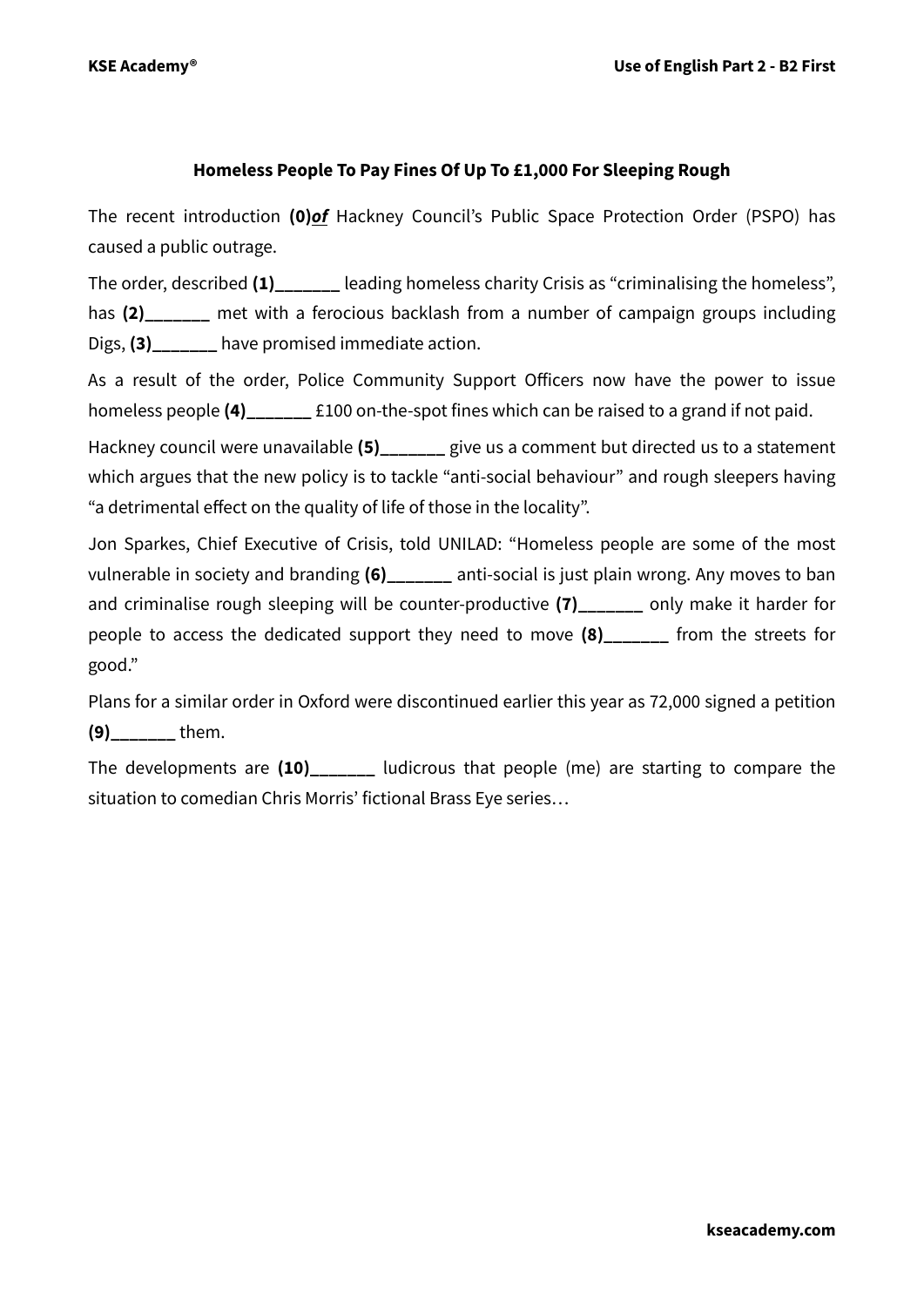### Homeless People To Pay Fines Of Up To £1,000 For Sleeping Rough

The recent introduction **(0)*of*** Hackney Council's Public Space Protection Order (PSPO) has caused a public outrage.

The order, described **(1)_______** leading homeless charity Crisis as "criminalising the homeless", has **(2)_______** met with a ferocious backlash from a number of campaign groups including Digs, **(3)_______** have promised immediate action.

As a result of the order, Police Community Support Officers now have the power to issue homeless people **(4)_______** £100 on-the-spot fines which can be raised to a grand if not paid.

Hackney council were unavailable **(5)_______** give us a comment but directed us to a statement which argues that the new policy is to tackle "anti-social behaviour" and rough sleepers having "a detrimental effect on the quality of life of those in the locality".

Jon Sparkes, Chief Executive of Crisis, told UNILAD: "Homeless people are some of the most vulnerable in society and branding **(6)_______** anti-social is just plain wrong. Any moves to ban and criminalise rough sleeping will be counter-productive **(7)_______** only make it harder for people to access the dedicated support they need to move **(8)_______** from the streets for good."

Plans for a similar order in Oxford were discontinued earlier this year as 72,000 signed a petition **(9)_______** them.

The developments are **(10)_______** ludicrous that people (me) are starting to compare the situation to comedian Chris Morris' fictional Brass Eye series…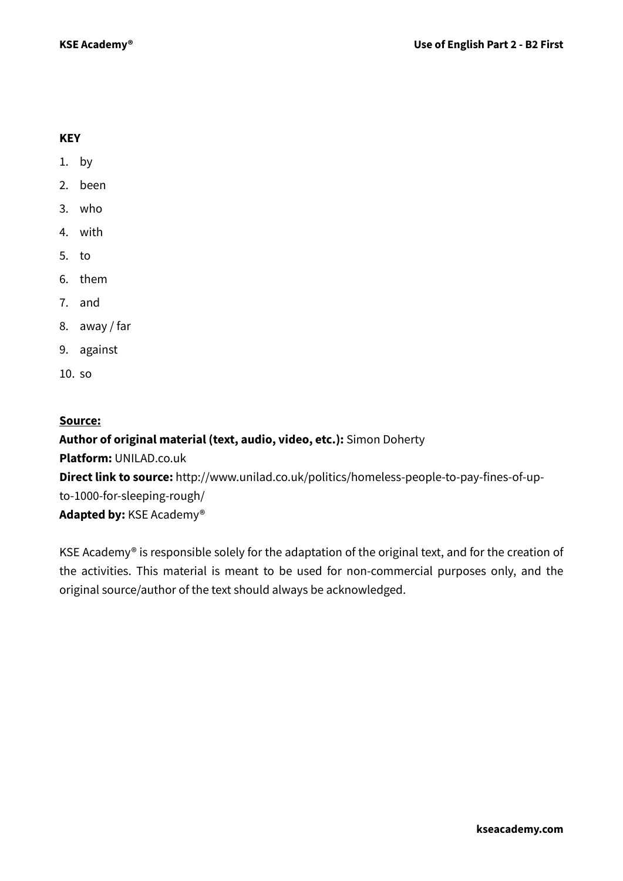**KEY**

1. by
2. been
3. who
4. with
5. to
6. them
7. and
8. away / far
9. against
10. so

**Source:**

**Author of original material (text, audio, video, etc.):** Simon Doherty
**Platform:** UNILAD.co.uk
**Direct link to source:** http://www.unilad.co.uk/politics/homeless-people-to-pay-fines-of-up-to-1000-for-sleeping-rough/
**Adapted by:** KSE Academy®

KSE Academy® is responsible solely for the adaptation of the original text, and for the creation of the activities. This material is meant to be used for non-commercial purposes only, and the original source/author of the text should always be acknowledged.